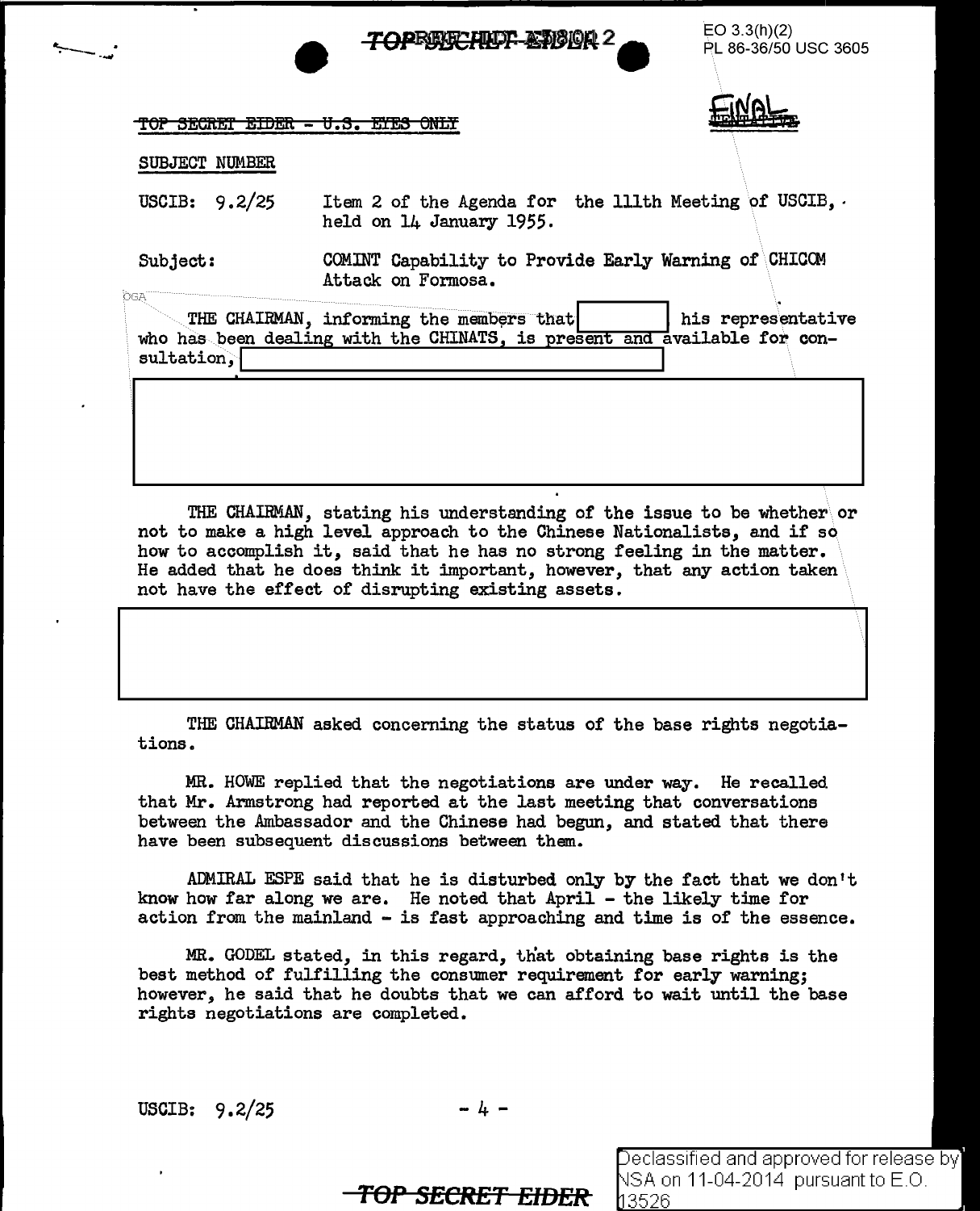TOP SECRET EIDER - U.S. EYES ONLY

SUBJECT NUMBER

USCIB: 9.2/25 Item 2 of the Agenda for the 111th Meeting of USCIB, held on 14 January 1955.

Subject: COMINT Capability to Provide Early Warning of CHICOM Attack on Formosa.

THE CHAIRMAN, informing the members that [redacted] his representative who has been dealing with the CHINATS, is present and available for consultation, [redacted]

[redacted]

THE CHAIRMAN, stating his understanding of the issue to be whether or not to make a high level approach to the Chinese Nationalists, and if so how to accomplish it, said that he has no strong feeling in the matter. He added that he does think it important, however, that any action taken not have the effect of disrupting existing assets.

[redacted]

THE CHAIRMAN asked concerning the status of the base rights negotiations.

MR. HOWE replied that the negotiations are under way. He recalled that Mr. Armstrong had reported at the last meeting that conversations between the Ambassador and the Chinese had begun, and stated that there have been subsequent discussions between them.

ADMIRAL ESPE said that he is disturbed only by the fact that we don't know how far along we are. He noted that April - the likely time for action from the mainland - is fast approaching and time is of the essence.

MR. GODEL stated, in this regard, that obtaining base rights is the best method of fulfilling the consumer requirement for early warning; however, he said that he doubts that we can afford to wait until the base rights negotiations are completed.

USCIB: 9.2/25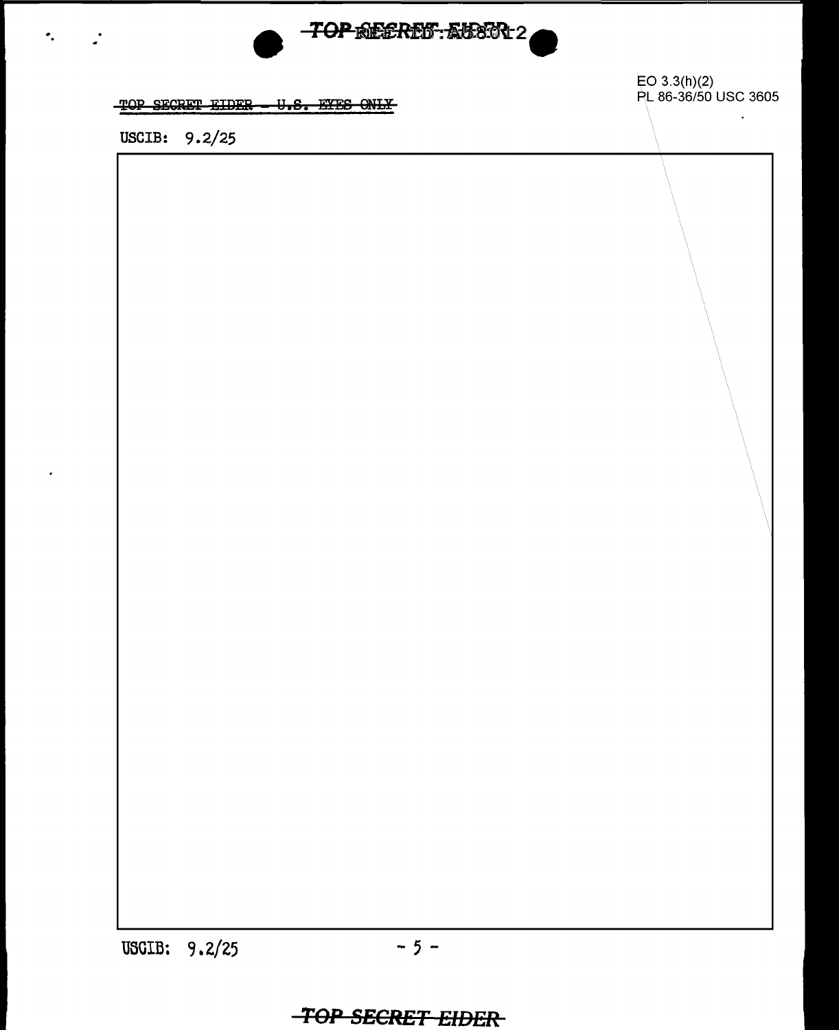EO 3.3(h)(2)
PL 86-36/50 USC 3605

~~TOP SECRET EIDER - U.S. EYES ONLY~~

USCIB: 9.2/25

USCIB: 9.2/25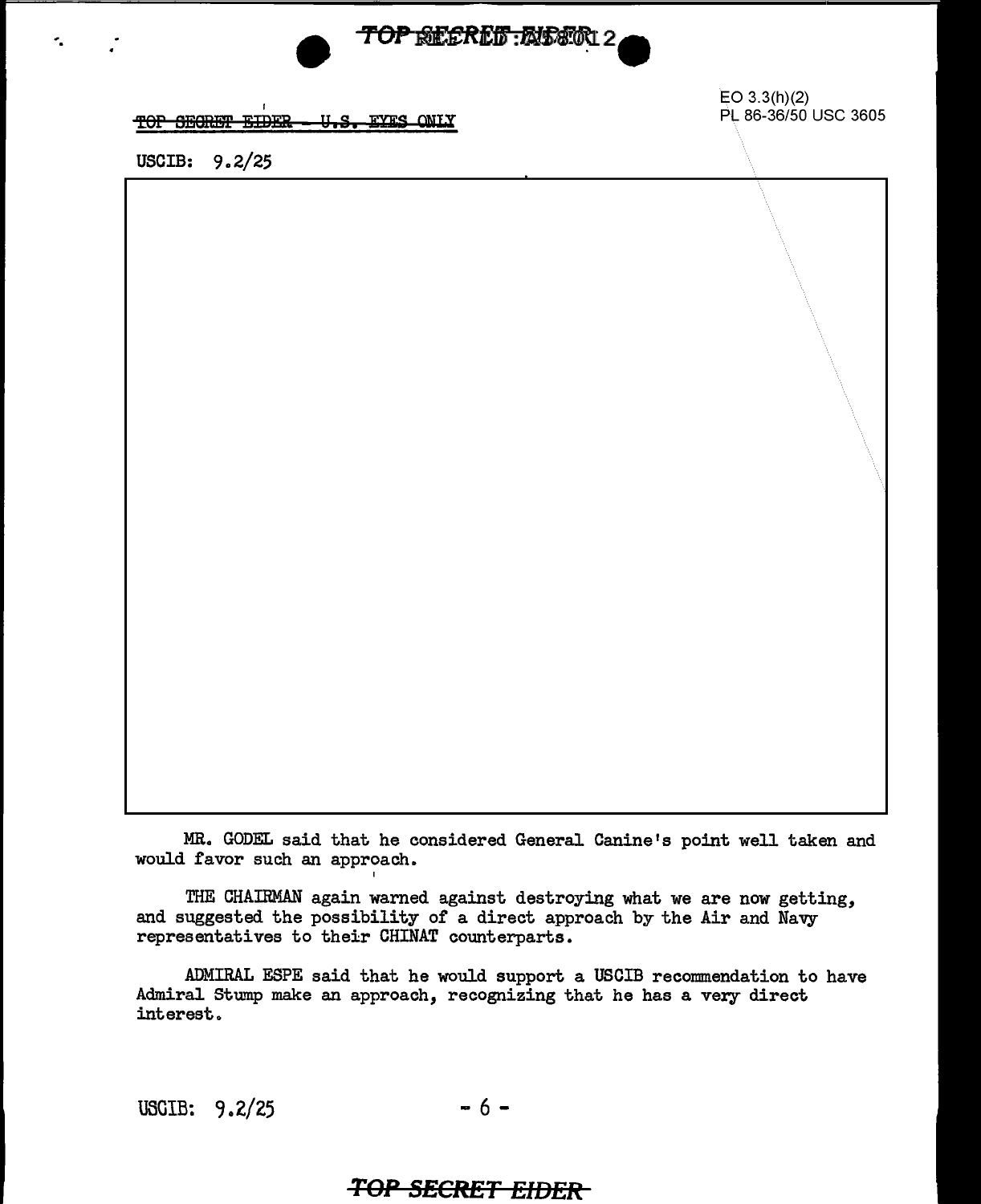TOP SECRET EIDER - U.S. EYES ONLY

EO 3.3(h)(2)
PL 86-36/50 USC 3605

USCIB: 9.2/25

MR. GODEL said that he considered General Canine's point well taken and would favor such an approach.

THE CHAIRMAN again warned against destroying what we are now getting, and suggested the possibility of a direct approach by the Air and Navy representatives to their CHINAT counterparts.

ADMIRAL ESPE said that he would support a USCIB recommendation to have Admiral Stump make an approach, recognizing that he has a very direct interest.

USCIB: 9.2/25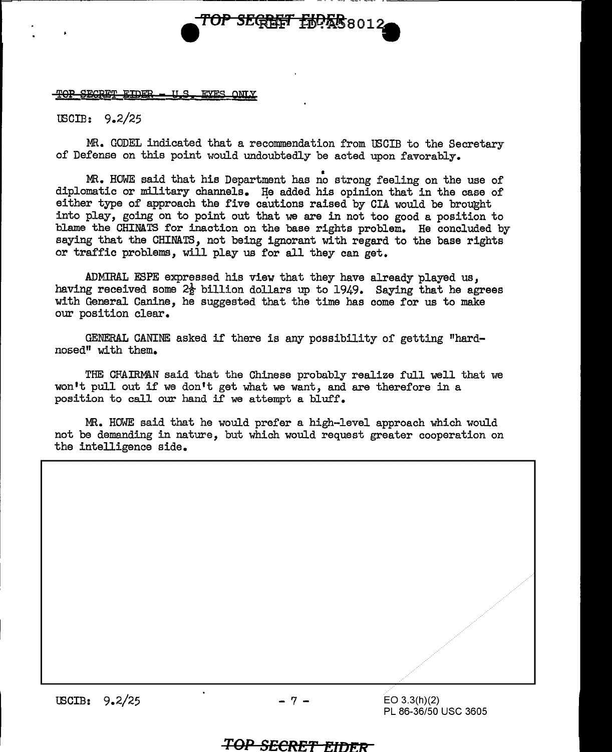TOP SECRET EIDER - U.S. EYES ONLY

USCIB: 9.2/25

MR. GODEL indicated that a recommendation from USCIB to the Secretary of Defense on this point would undoubtedly be acted upon favorably.

MR. HOWE said that his Department has no strong feeling on the use of diplomatic or military channels. He added his opinion that in the case of either type of approach the five cautions raised by CIA would be brought into play, going on to point out that we are in not too good a position to blame the CHINATS for inaction on the base rights problem. He concluded by saying that the CHINATS, not being ignorant with regard to the base rights or traffic problems, will play us for all they can get.

ADMIRAL ESPE expressed his view that they have already played us, having received some 2½ billion dollars up to 1949. Saying that he agrees with General Canine, he suggested that the time has come for us to make our position clear.

GENERAL CANINE asked if there is any possibility of getting "hard-nosed" with them.

THE CHAIRMAN said that the Chinese probably realize full well that we won't pull out if we don't get what we want, and are therefore in a position to call our hand if we attempt a bluff.

MR. HOWE said that he would prefer a high-level approach which would not be demanding in nature, but which would request greater cooperation on the intelligence side.

EO 3.3(h)(2)
PL 86-36/50 USC 3605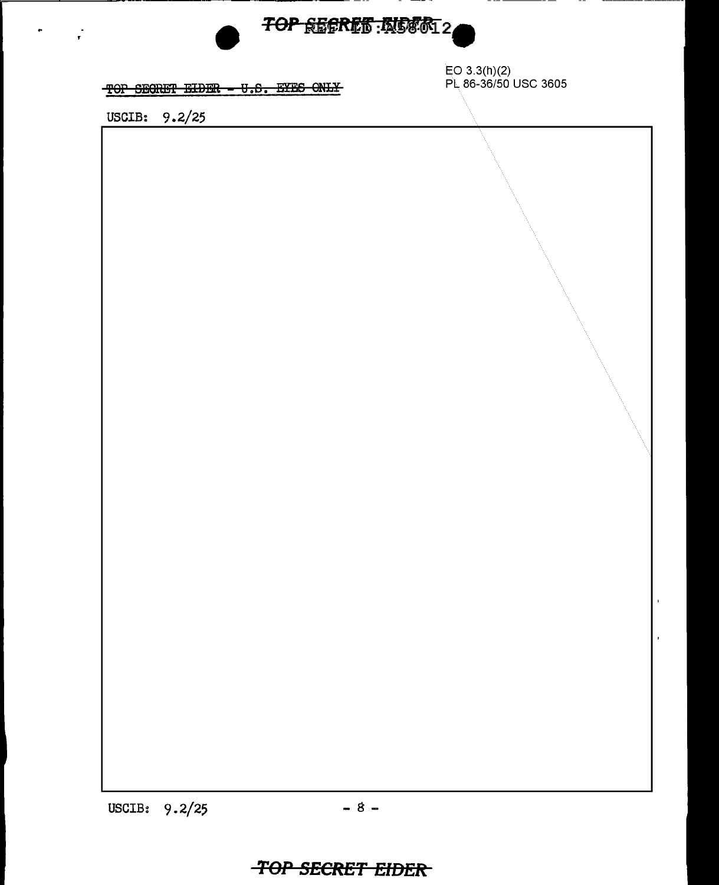~~TOP SECRET EIDER - U.S. EYES ONLY~~

EO 3.3(h)(2)
PL 86-36/50 USC 3605

USCIB: 9.2/25

USCIB: 9.2/25

TOP SECRET EIDER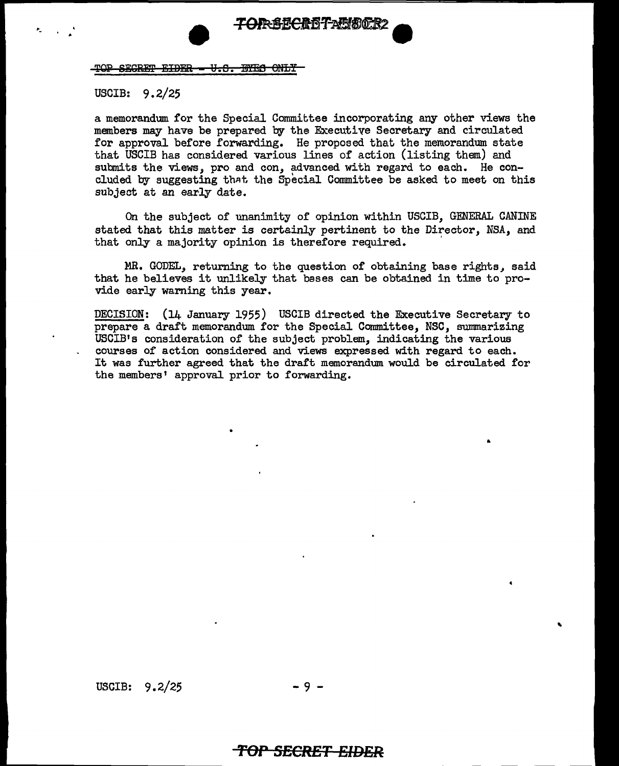~~TOP SECRET EIDER - U.S. EYES ONLY~~

USCIB: 9.2/25

a memorandum for the Special Committee incorporating any other views the members may have be prepared by the Executive Secretary and circulated for approval before forwarding. He proposed that the memorandum state that USCIB has considered various lines of action (listing them) and submits the views, pro and con, advanced with regard to each. He concluded by suggesting that the Special Committee be asked to meet on this subject at an early date.

On the subject of unanimity of opinion within USCIB, GENERAL CANINE stated that this matter is certainly pertinent to the Director, NSA, and that only a majority opinion is therefore required.

MR. GODEL, returning to the question of obtaining base rights, said that he believes it unlikely that bases can be obtained in time to provide early warning this year.

DECISION: (14 January 1955) USCIB directed the Executive Secretary to prepare a draft memorandum for the Special Committee, NSC, summarizing USCIB's consideration of the subject problem, indicating the various courses of action considered and views expressed with regard to each. It was further agreed that the draft memorandum would be circulated for the members' approval prior to forwarding.

USCIB: 9.2/25